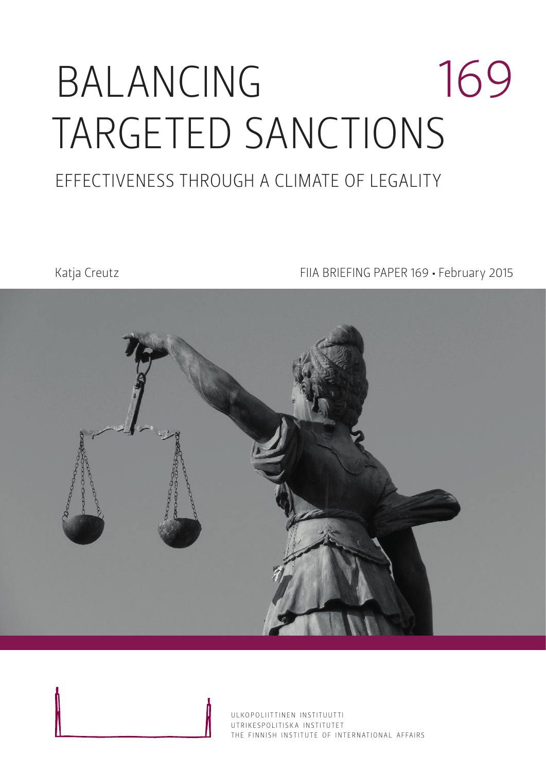# BALANCING TARGETED SANCTIONS

169

## EFFECTIVENESS THROUGH A CLIMATE OF LEGALITY

Katja Creutz

FIIA BRIEFING PAPER 169 • February 2015

ULKOPOLIITTINEN INSTITUUTTI
UTRIKESPOLITISKA INSTITUTET
THE FINNISH INSTITUTE OF INTERNATIONAL AFFAIRS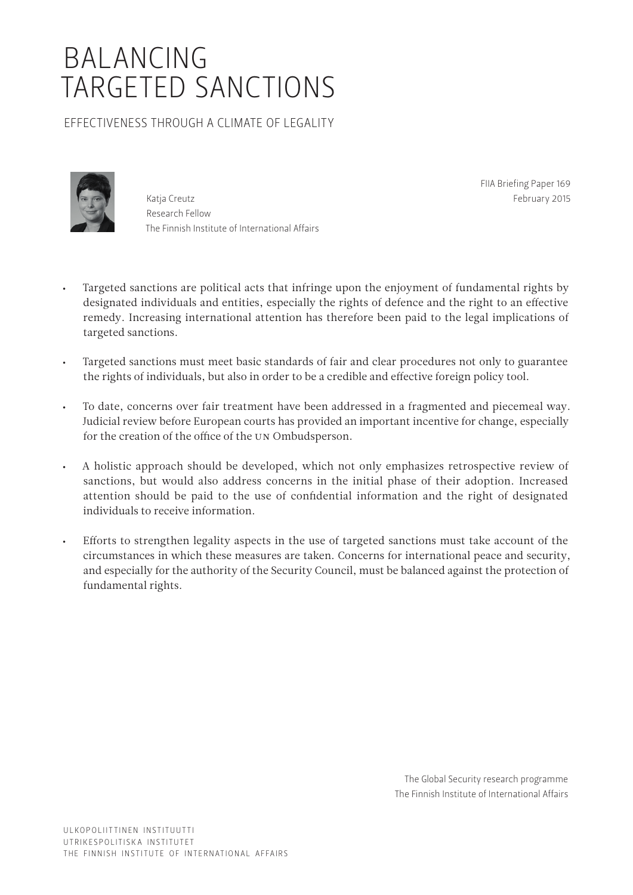# BALANCING TARGETED SANCTIONS

## EFFECTIVENESS THROUGH A CLIMATE OF LEGALITY

Katja Creutz
Research Fellow
The Finnish Institute of International Affairs

FIIA Briefing Paper 169
February 2015

- Targeted sanctions are political acts that infringe upon the enjoyment of fundamental rights by designated individuals and entities, especially the rights of defence and the right to an effective remedy. Increasing international attention has therefore been paid to the legal implications of targeted sanctions.
- Targeted sanctions must meet basic standards of fair and clear procedures not only to guarantee the rights of individuals, but also in order to be a credible and effective foreign policy tool.
- To date, concerns over fair treatment have been addressed in a fragmented and piecemeal way. Judicial review before European courts has provided an important incentive for change, especially for the creation of the office of the UN Ombudsperson.
- A holistic approach should be developed, which not only emphasizes retrospective review of sanctions, but would also address concerns in the initial phase of their adoption. Increased attention should be paid to the use of confidential information and the right of designated individuals to receive information.
- Efforts to strengthen legality aspects in the use of targeted sanctions must take account of the circumstances in which these measures are taken. Concerns for international peace and security, and especially for the authority of the Security Council, must be balanced against the protection of fundamental rights.

The Global Security research programme
The Finnish Institute of International Affairs

ULKOPOLIITTINEN INSTITUUTTI
UTRIKESPOLITISKA INSTITUTET
THE FINNISH INSTITUTE OF INTERNATIONAL AFFAIRS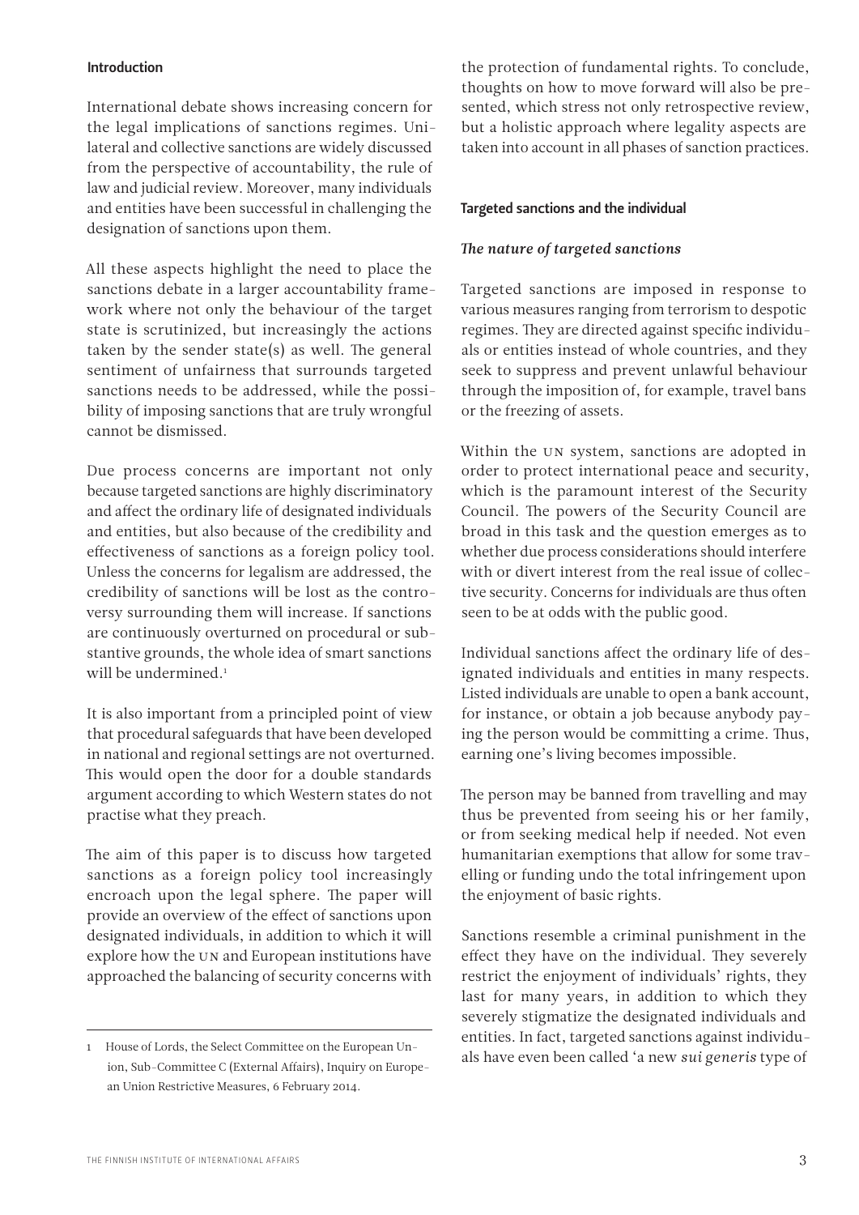## Introduction

International debate shows increasing concern for the legal implications of sanctions regimes. Unilateral and collective sanctions are widely discussed from the perspective of accountability, the rule of law and judicial review. Moreover, many individuals and entities have been successful in challenging the designation of sanctions upon them.

All these aspects highlight the need to place the sanctions debate in a larger accountability framework where not only the behaviour of the target state is scrutinized, but increasingly the actions taken by the sender state(s) as well. The general sentiment of unfairness that surrounds targeted sanctions needs to be addressed, while the possibility of imposing sanctions that are truly wrongful cannot be dismissed.

Due process concerns are important not only because targeted sanctions are highly discriminatory and affect the ordinary life of designated individuals and entities, but also because of the credibility and effectiveness of sanctions as a foreign policy tool. Unless the concerns for legalism are addressed, the credibility of sanctions will be lost as the controversy surrounding them will increase. If sanctions are continuously overturned on procedural or substantive grounds, the whole idea of smart sanctions will be undermined.[1]

It is also important from a principled point of view that procedural safeguards that have been developed in national and regional settings are not overturned. This would open the door for a double standards argument according to which Western states do not practise what they preach.

The aim of this paper is to discuss how targeted sanctions as a foreign policy tool increasingly encroach upon the legal sphere. The paper will provide an overview of the effect of sanctions upon designated individuals, in addition to which it will explore how the UN and European institutions have approached the balancing of security concerns with the protection of fundamental rights. To conclude, thoughts on how to move forward will also be presented, which stress not only retrospective review, but a holistic approach where legality aspects are taken into account in all phases of sanction practices.

## Targeted sanctions and the individual

### *The nature of targeted sanctions*

Targeted sanctions are imposed in response to various measures ranging from terrorism to despotic regimes. They are directed against specific individuals or entities instead of whole countries, and they seek to suppress and prevent unlawful behaviour through the imposition of, for example, travel bans or the freezing of assets.

Within the UN system, sanctions are adopted in order to protect international peace and security, which is the paramount interest of the Security Council. The powers of the Security Council are broad in this task and the question emerges as to whether due process considerations should interfere with or divert interest from the real issue of collective security. Concerns for individuals are thus often seen to be at odds with the public good.

Individual sanctions affect the ordinary life of designated individuals and entities in many respects. Listed individuals are unable to open a bank account, for instance, or obtain a job because anybody paying the person would be committing a crime. Thus, earning one's living becomes impossible.

The person may be banned from travelling and may thus be prevented from seeing his or her family, or from seeking medical help if needed. Not even humanitarian exemptions that allow for some travelling or funding undo the total infringement upon the enjoyment of basic rights.

Sanctions resemble a criminal punishment in the effect they have on the individual. They severely restrict the enjoyment of individuals' rights, they last for many years, in addition to which they severely stigmatize the designated individuals and entities. In fact, targeted sanctions against individuals have even been called 'a new *sui generis* type of

---

1 House of Lords, the Select Committee on the European Union, Sub-Committee C (External Affairs), Inquiry on European Union Restrictive Measures, 6 February 2014.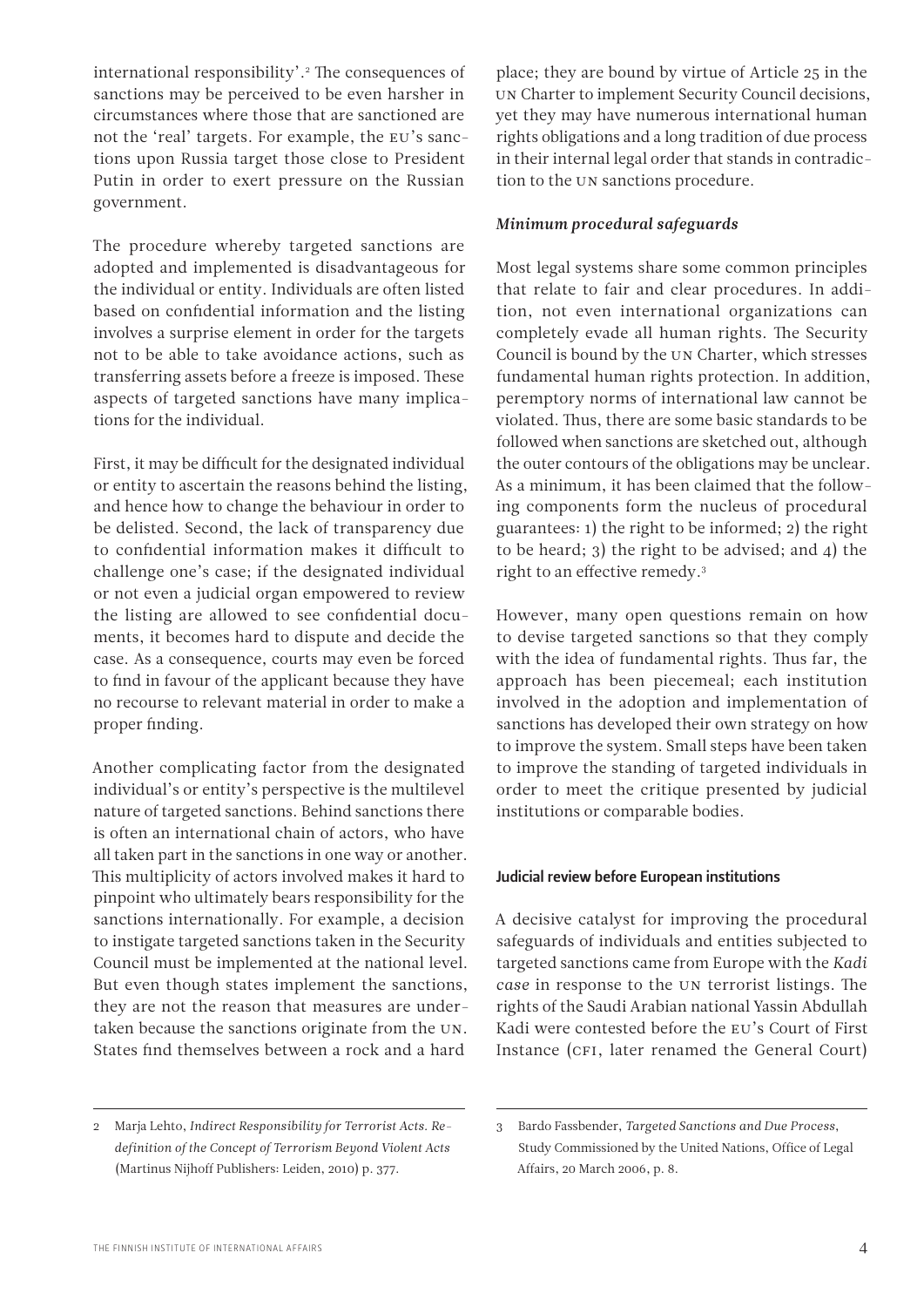international responsibility'.[2] The consequences of sanctions may be perceived to be even harsher in circumstances where those that are sanctioned are not the 'real' targets. For example, the EU's sanctions upon Russia target those close to President Putin in order to exert pressure on the Russian government.

The procedure whereby targeted sanctions are adopted and implemented is disadvantageous for the individual or entity. Individuals are often listed based on confidential information and the listing involves a surprise element in order for the targets not to be able to take avoidance actions, such as transferring assets before a freeze is imposed. These aspects of targeted sanctions have many implications for the individual.

First, it may be difficult for the designated individual or entity to ascertain the reasons behind the listing, and hence how to change the behaviour in order to be delisted. Second, the lack of transparency due to confidential information makes it difficult to challenge one's case; if the designated individual or not even a judicial organ empowered to review the listing are allowed to see confidential documents, it becomes hard to dispute and decide the case. As a consequence, courts may even be forced to find in favour of the applicant because they have no recourse to relevant material in order to make a proper finding.

Another complicating factor from the designated individual's or entity's perspective is the multilevel nature of targeted sanctions. Behind sanctions there is often an international chain of actors, who have all taken part in the sanctions in one way or another. This multiplicity of actors involved makes it hard to pinpoint who ultimately bears responsibility for the sanctions internationally. For example, a decision to instigate targeted sanctions taken in the Security Council must be implemented at the national level. But even though states implement the sanctions, they are not the reason that measures are undertaken because the sanctions originate from the UN. States find themselves between a rock and a hard place; they are bound by virtue of Article 25 in the UN Charter to implement Security Council decisions, yet they may have numerous international human rights obligations and a long tradition of due process in their internal legal order that stands in contradiction to the UN sanctions procedure.

### *Minimum procedural safeguards*

Most legal systems share some common principles that relate to fair and clear procedures. In addition, not even international organizations can completely evade all human rights. The Security Council is bound by the UN Charter, which stresses fundamental human rights protection. In addition, peremptory norms of international law cannot be violated. Thus, there are some basic standards to be followed when sanctions are sketched out, although the outer contours of the obligations may be unclear. As a minimum, it has been claimed that the following components form the nucleus of procedural guarantees: 1) the right to be informed; 2) the right to be heard; 3) the right to be advised; and 4) the right to an effective remedy.[3]

However, many open questions remain on how to devise targeted sanctions so that they comply with the idea of fundamental rights. Thus far, the approach has been piecemeal; each institution involved in the adoption and implementation of sanctions has developed their own strategy on how to improve the system. Small steps have been taken to improve the standing of targeted individuals in order to meet the critique presented by judicial institutions or comparable bodies.

## Judicial review before European institutions

A decisive catalyst for improving the procedural safeguards of individuals and entities subjected to targeted sanctions came from Europe with the *Kadi case* in response to the UN terrorist listings. The rights of the Saudi Arabian national Yassin Abdullah Kadi were contested before the EU's Court of First Instance (CFI, later renamed the General Court)

---

2 Marja Lehto, *Indirect Responsibility for Terrorist Acts. Redefinition of the Concept of Terrorism Beyond Violent Acts* (Martinus Nijhoff Publishers: Leiden, 2010) p. 377.

3 Bardo Fassbender, *Targeted Sanctions and Due Process*, Study Commissioned by the United Nations, Office of Legal Affairs, 20 March 2006, p. 8.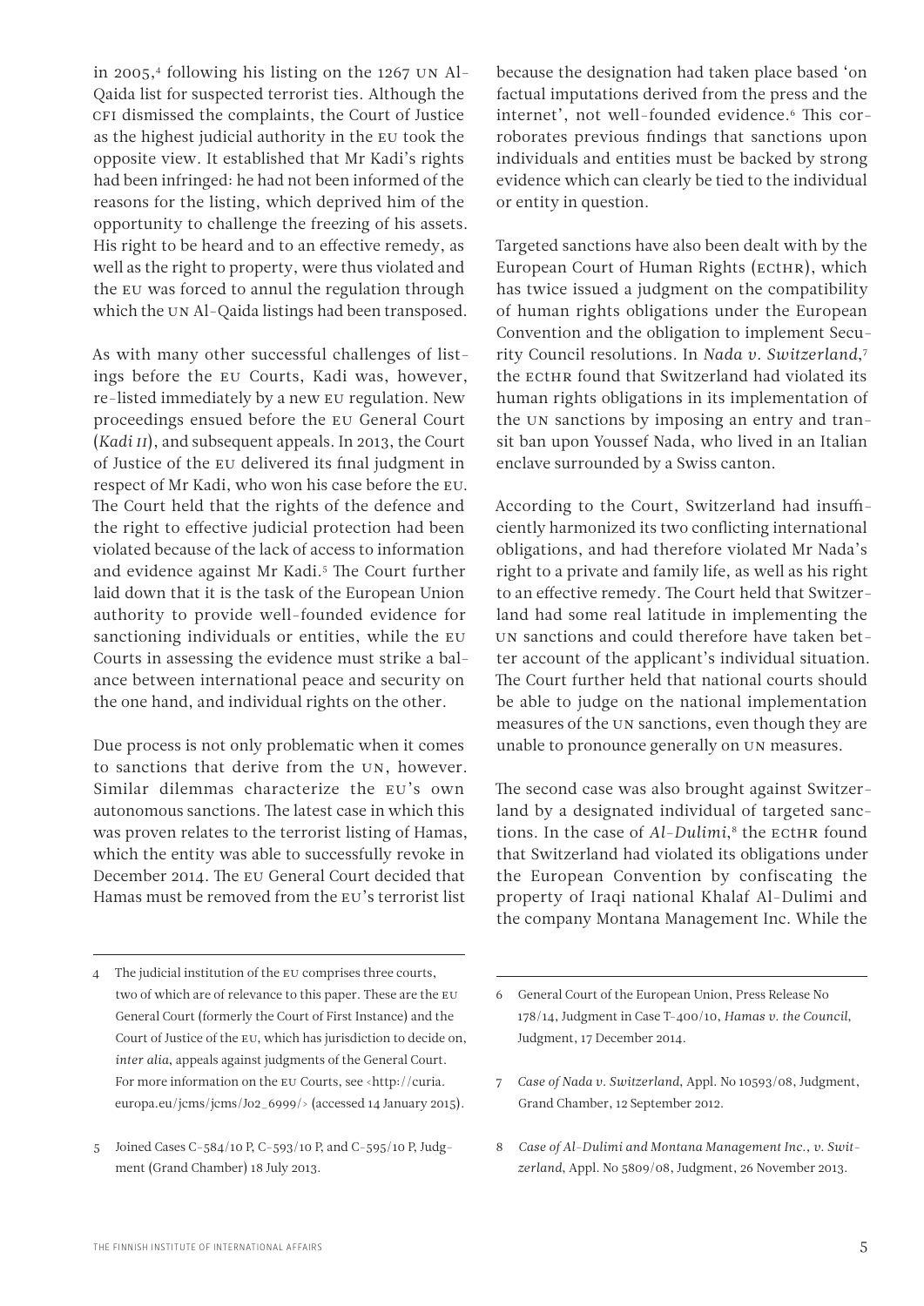in 2005,[4] following his listing on the 1267 UN Al-Qaida list for suspected terrorist ties. Although the CFI dismissed the complaints, the Court of Justice as the highest judicial authority in the EU took the opposite view. It established that Mr Kadi's rights had been infringed: he had not been informed of the reasons for the listing, which deprived him of the opportunity to challenge the freezing of his assets. His right to be heard and to an effective remedy, as well as the right to property, were thus violated and the EU was forced to annul the regulation through which the UN Al-Qaida listings had been transposed.

As with many other successful challenges of listings before the EU Courts, Kadi was, however, re-listed immediately by a new EU regulation. New proceedings ensued before the EU General Court (*Kadi II*), and subsequent appeals. In 2013, the Court of Justice of the EU delivered its final judgment in respect of Mr Kadi, who won his case before the EU. The Court held that the rights of the defence and the right to effective judicial protection had been violated because of the lack of access to information and evidence against Mr Kadi.[5] The Court further laid down that it is the task of the European Union authority to provide well-founded evidence for sanctioning individuals or entities, while the EU Courts in assessing the evidence must strike a balance between international peace and security on the one hand, and individual rights on the other.

Due process is not only problematic when it comes to sanctions that derive from the UN, however. Similar dilemmas characterize the EU's own autonomous sanctions. The latest case in which this was proven relates to the terrorist listing of Hamas, which the entity was able to successfully revoke in December 2014. The EU General Court decided that Hamas must be removed from the EU's terrorist list because the designation had taken place based 'on factual imputations derived from the press and the internet', not well-founded evidence.[6] This corroborates previous findings that sanctions upon individuals and entities must be backed by strong evidence which can clearly be tied to the individual or entity in question.

Targeted sanctions have also been dealt with by the European Court of Human Rights (ECtHR), which has twice issued a judgment on the compatibility of human rights obligations under the European Convention and the obligation to implement Security Council resolutions. In *Nada v. Switzerland*,[7] the ECtHR found that Switzerland had violated its human rights obligations in its implementation of the UN sanctions by imposing an entry and transit ban upon Youssef Nada, who lived in an Italian enclave surrounded by a Swiss canton.

According to the Court, Switzerland had insufficiently harmonized its two conflicting international obligations, and had therefore violated Mr Nada's right to a private and family life, as well as his right to an effective remedy. The Court held that Switzerland had some real latitude in implementing the UN sanctions and could therefore have taken better account of the applicant's individual situation. The Court further held that national courts should be able to judge on the national implementation measures of the UN sanctions, even though they are unable to pronounce generally on UN measures.

The second case was also brought against Switzerland by a designated individual of targeted sanctions. In the case of *Al-Dulimi*,[8] the ECtHR found that Switzerland had violated its obligations under the European Convention by confiscating the property of Iraqi national Khalaf Al-Dulimi and the company Montana Management Inc. While the

---

4 The judicial institution of the EU comprises three courts, two of which are of relevance to this paper. These are the EU General Court (formerly the Court of First Instance) and the Court of Justice of the EU, which has jurisdiction to decide on, *inter alia*, appeals against judgments of the General Court. For more information on the EU Courts, see <http://curia.europa.eu/jcms/jcms/Jo2_6999/> (accessed 14 January 2015).

5 Joined Cases C-584/10 P, C-593/10 P, and C-595/10 P, Judgment (Grand Chamber) 18 July 2013.

6 General Court of the European Union, Press Release No 178/14, Judgment in Case T-400/10, *Hamas v. the Council*, Judgment, 17 December 2014.

7 *Case of Nada v. Switzerland*, Appl. No 10593/08, Judgment, Grand Chamber, 12 September 2012.

8 *Case of Al-Dulimi and Montana Management Inc., v. Switzerland*, Appl. No 5809/08, Judgment, 26 November 2013.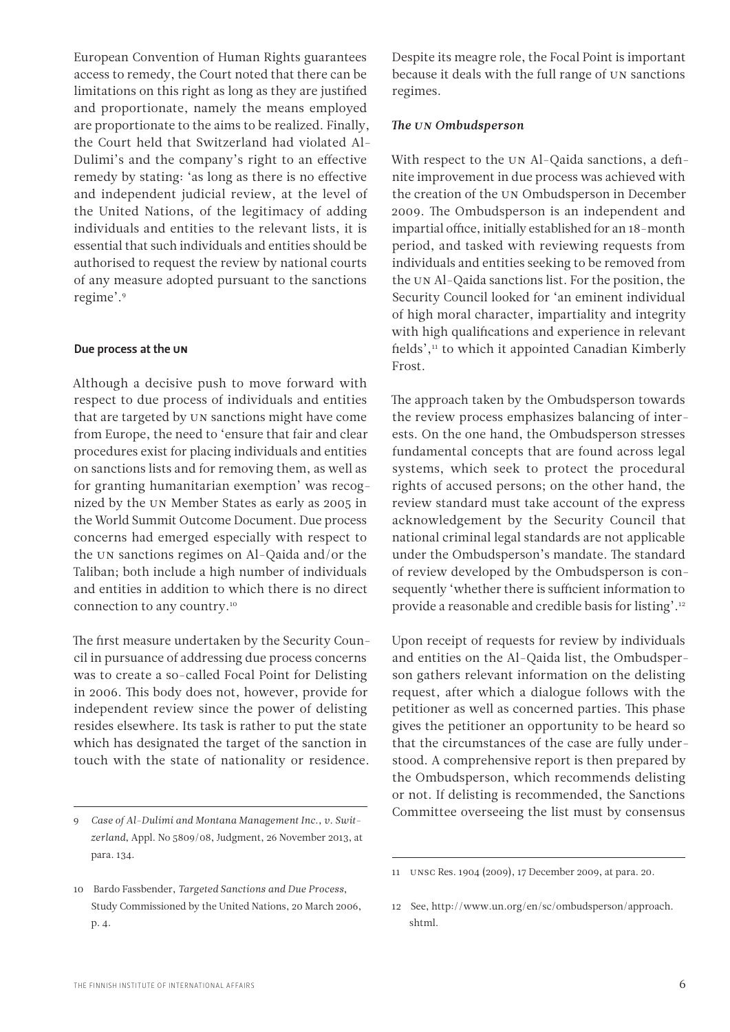European Convention of Human Rights guarantees access to remedy, the Court noted that there can be limitations on this right as long as they are justified and proportionate, namely the means employed are proportionate to the aims to be realized. Finally, the Court held that Switzerland had violated Al-Dulimi's and the company's right to an effective remedy by stating: 'as long as there is no effective and independent judicial review, at the level of the United Nations, of the legitimacy of adding individuals and entities to the relevant lists, it is essential that such individuals and entities should be authorised to request the review by national courts of any measure adopted pursuant to the sanctions regime'.[9]

### Due process at the UN

Although a decisive push to move forward with respect to due process of individuals and entities that are targeted by UN sanctions might have come from Europe, the need to 'ensure that fair and clear procedures exist for placing individuals and entities on sanctions lists and for removing them, as well as for granting humanitarian exemption' was recognized by the UN Member States as early as 2005 in the World Summit Outcome Document. Due process concerns had emerged especially with respect to the UN sanctions regimes on Al-Qaida and/or the Taliban; both include a high number of individuals and entities in addition to which there is no direct connection to any country.[10]

The first measure undertaken by the Security Council in pursuance of addressing due process concerns was to create a so-called Focal Point for Delisting in 2006. This body does not, however, provide for independent review since the power of delisting resides elsewhere. Its task is rather to put the state which has designated the target of the sanction in touch with the state of nationality or residence. Despite its meagre role, the Focal Point is important because it deals with the full range of UN sanctions regimes.

#### *The UN Ombudsperson*

With respect to the UN Al-Qaida sanctions, a definite improvement in due process was achieved with the creation of the UN Ombudsperson in December 2009. The Ombudsperson is an independent and impartial office, initially established for an 18-month period, and tasked with reviewing requests from individuals and entities seeking to be removed from the UN Al-Qaida sanctions list. For the position, the Security Council looked for 'an eminent individual of high moral character, impartiality and integrity with high qualifications and experience in relevant fields',[11] to which it appointed Canadian Kimberly Frost.

The approach taken by the Ombudsperson towards the review process emphasizes balancing of interests. On the one hand, the Ombudsperson stresses fundamental concepts that are found across legal systems, which seek to protect the procedural rights of accused persons; on the other hand, the review standard must take account of the express acknowledgement by the Security Council that national criminal legal standards are not applicable under the Ombudsperson's mandate. The standard of review developed by the Ombudsperson is consequently 'whether there is sufficient information to provide a reasonable and credible basis for listing'.[12]

Upon receipt of requests for review by individuals and entities on the Al-Qaida list, the Ombudsperson gathers relevant information on the delisting request, after which a dialogue follows with the petitioner as well as concerned parties. This phase gives the petitioner an opportunity to be heard so that the circumstances of the case are fully understood. A comprehensive report is then prepared by the Ombudsperson, which recommends delisting or not. If delisting is recommended, the Sanctions Committee overseeing the list must by consensus

---

9 *Case of Al-Dulimi and Montana Management Inc., v. Switzerland*, Appl. No 5809/08, Judgment, 26 November 2013, at para. 134.

10 Bardo Fassbender, *Targeted Sanctions and Due Process*, Study Commissioned by the United Nations, 20 March 2006, p. 4.

11 UNSC Res. 1904 (2009), 17 December 2009, at para. 20.

12 See, http://www.un.org/en/sc/ombudsperson/approach.shtml.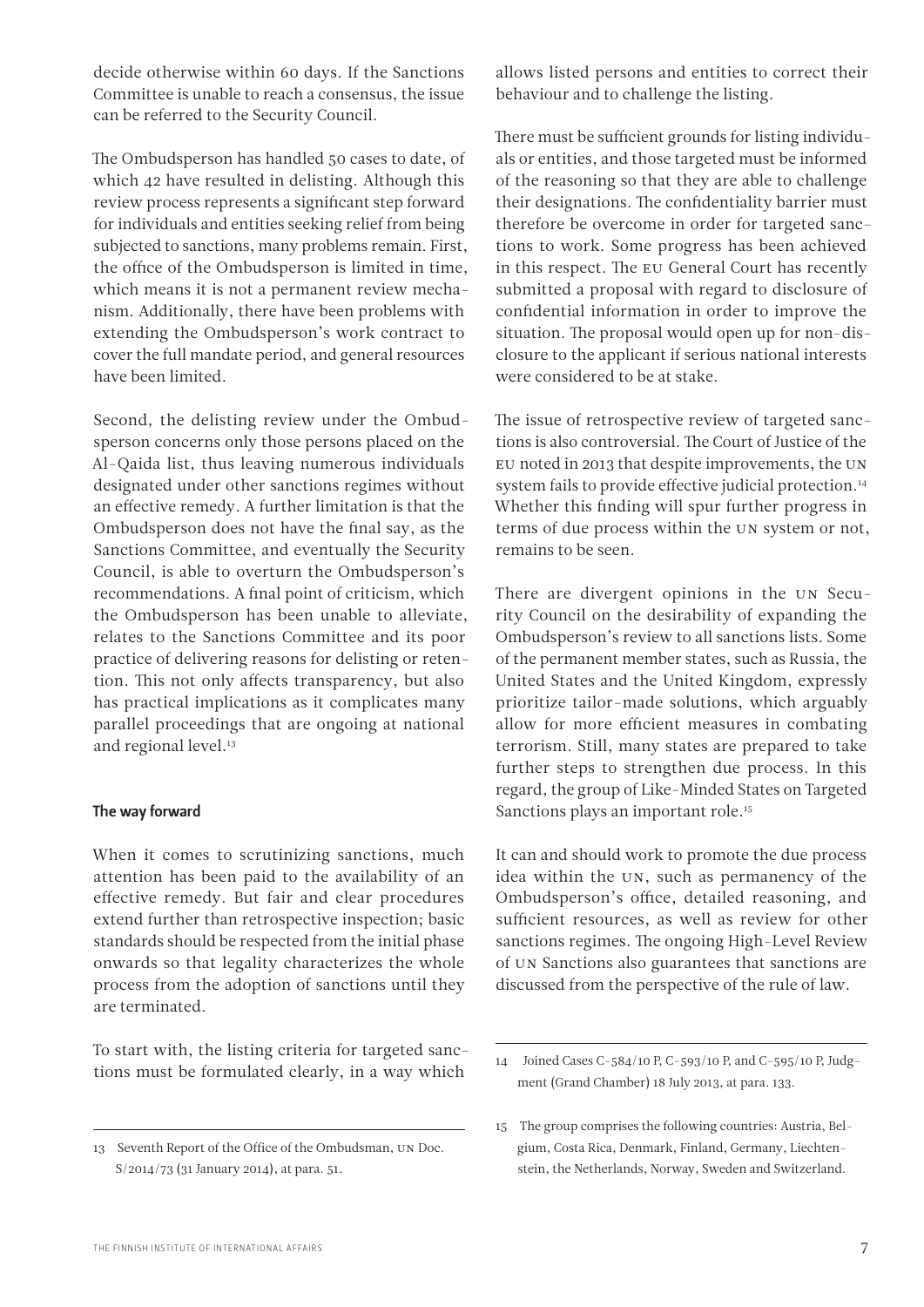decide otherwise within 60 days. If the Sanctions Committee is unable to reach a consensus, the issue can be referred to the Security Council.

The Ombudsperson has handled 50 cases to date, of which 42 have resulted in delisting. Although this review process represents a significant step forward for individuals and entities seeking relief from being subjected to sanctions, many problems remain. First, the office of the Ombudsperson is limited in time, which means it is not a permanent review mechanism. Additionally, there have been problems with extending the Ombudsperson's work contract to cover the full mandate period, and general resources have been limited.

Second, the delisting review under the Ombudsperson concerns only those persons placed on the Al-Qaida list, thus leaving numerous individuals designated under other sanctions regimes without an effective remedy. A further limitation is that the Ombudsperson does not have the final say, as the Sanctions Committee, and eventually the Security Council, is able to overturn the Ombudsperson's recommendations. A final point of criticism, which the Ombudsperson has been unable to alleviate, relates to the Sanctions Committee and its poor practice of delivering reasons for delisting or retention. This not only affects transparency, but also has practical implications as it complicates many parallel proceedings that are ongoing at national and regional level.[13]

## The way forward

When it comes to scrutinizing sanctions, much attention has been paid to the availability of an effective remedy. But fair and clear procedures extend further than retrospective inspection; basic standards should be respected from the initial phase onwards so that legality characterizes the whole process from the adoption of sanctions until they are terminated.

To start with, the listing criteria for targeted sanctions must be formulated clearly, in a way which allows listed persons and entities to correct their behaviour and to challenge the listing.

There must be sufficient grounds for listing individuals or entities, and those targeted must be informed of the reasoning so that they are able to challenge their designations. The confidentiality barrier must therefore be overcome in order for targeted sanctions to work. Some progress has been achieved in this respect. The EU General Court has recently submitted a proposal with regard to disclosure of confidential information in order to improve the situation. The proposal would open up for non-disclosure to the applicant if serious national interests were considered to be at stake.

The issue of retrospective review of targeted sanctions is also controversial. The Court of Justice of the EU noted in 2013 that despite improvements, the UN system fails to provide effective judicial protection.[14] Whether this finding will spur further progress in terms of due process within the UN system or not, remains to be seen.

There are divergent opinions in the UN Security Council on the desirability of expanding the Ombudsperson's review to all sanctions lists. Some of the permanent member states, such as Russia, the United States and the United Kingdom, expressly prioritize tailor-made solutions, which arguably allow for more efficient measures in combating terrorism. Still, many states are prepared to take further steps to strengthen due process. In this regard, the group of Like-Minded States on Targeted Sanctions plays an important role.[15]

It can and should work to promote the due process idea within the UN, such as permanency of the Ombudsperson's office, detailed reasoning, and sufficient resources, as well as review for other sanctions regimes. The ongoing High-Level Review of UN Sanctions also guarantees that sanctions are discussed from the perspective of the rule of law.

---

13 Seventh Report of the Office of the Ombudsman, UN Doc. S/2014/73 (31 January 2014), at para. 51.

14 Joined Cases C-584/10 P, C-593/10 P, and C-595/10 P, Judgment (Grand Chamber) 18 July 2013, at para. 133.

15 The group comprises the following countries: Austria, Belgium, Costa Rica, Denmark, Finland, Germany, Liechtenstein, the Netherlands, Norway, Sweden and Switzerland.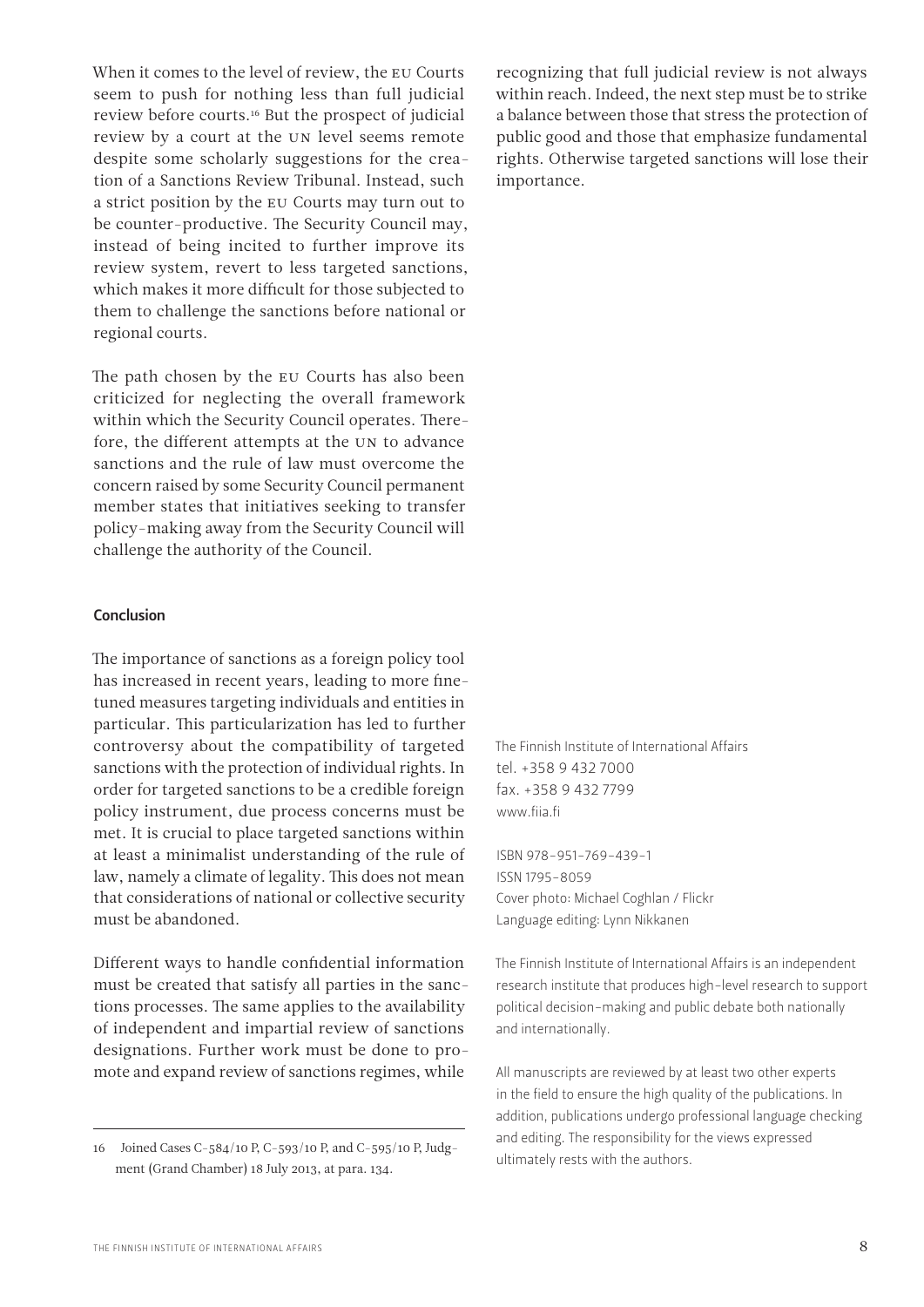When it comes to the level of review, the EU Courts seem to push for nothing less than full judicial review before courts.[16] But the prospect of judicial review by a court at the UN level seems remote despite some scholarly suggestions for the creation of a Sanctions Review Tribunal. Instead, such a strict position by the EU Courts may turn out to be counter-productive. The Security Council may, instead of being incited to further improve its review system, revert to less targeted sanctions, which makes it more difficult for those subjected to them to challenge the sanctions before national or regional courts.

The path chosen by the EU Courts has also been criticized for neglecting the overall framework within which the Security Council operates. Therefore, the different attempts at the UN to advance sanctions and the rule of law must overcome the concern raised by some Security Council permanent member states that initiatives seeking to transfer policy-making away from the Security Council will challenge the authority of the Council.

#### Conclusion

The importance of sanctions as a foreign policy tool has increased in recent years, leading to more fine-tuned measures targeting individuals and entities in particular. This particularization has led to further controversy about the compatibility of targeted sanctions with the protection of individual rights. In order for targeted sanctions to be a credible foreign policy instrument, due process concerns must be met. It is crucial to place targeted sanctions within at least a minimalist understanding of the rule of law, namely a climate of legality. This does not mean that considerations of national or collective security must be abandoned.

Different ways to handle confidential information must be created that satisfy all parties in the sanctions processes. The same applies to the availability of independent and impartial review of sanctions designations. Further work must be done to promote and expand review of sanctions regimes, while recognizing that full judicial review is not always within reach. Indeed, the next step must be to strike a balance between those that stress the protection of public good and those that emphasize fundamental rights. Otherwise targeted sanctions will lose their importance.

16 Joined Cases C-584/10 P, C-593/10 P, and C-595/10 P, Judgment (Grand Chamber) 18 July 2013, at para. 134.

The Finnish Institute of International Affairs
tel. +358 9 432 7000
fax. +358 9 432 7799
www.fiia.fi

ISBN 978-951-769-439-1
ISSN 1795-8059
Cover photo: Michael Coghlan / Flickr
Language editing: Lynn Nikkanen

The Finnish Institute of International Affairs is an independent research institute that produces high-level research to support political decision-making and public debate both nationally and internationally.

All manuscripts are reviewed by at least two other experts in the field to ensure the high quality of the publications. In addition, publications undergo professional language checking and editing. The responsibility for the views expressed ultimately rests with the authors.